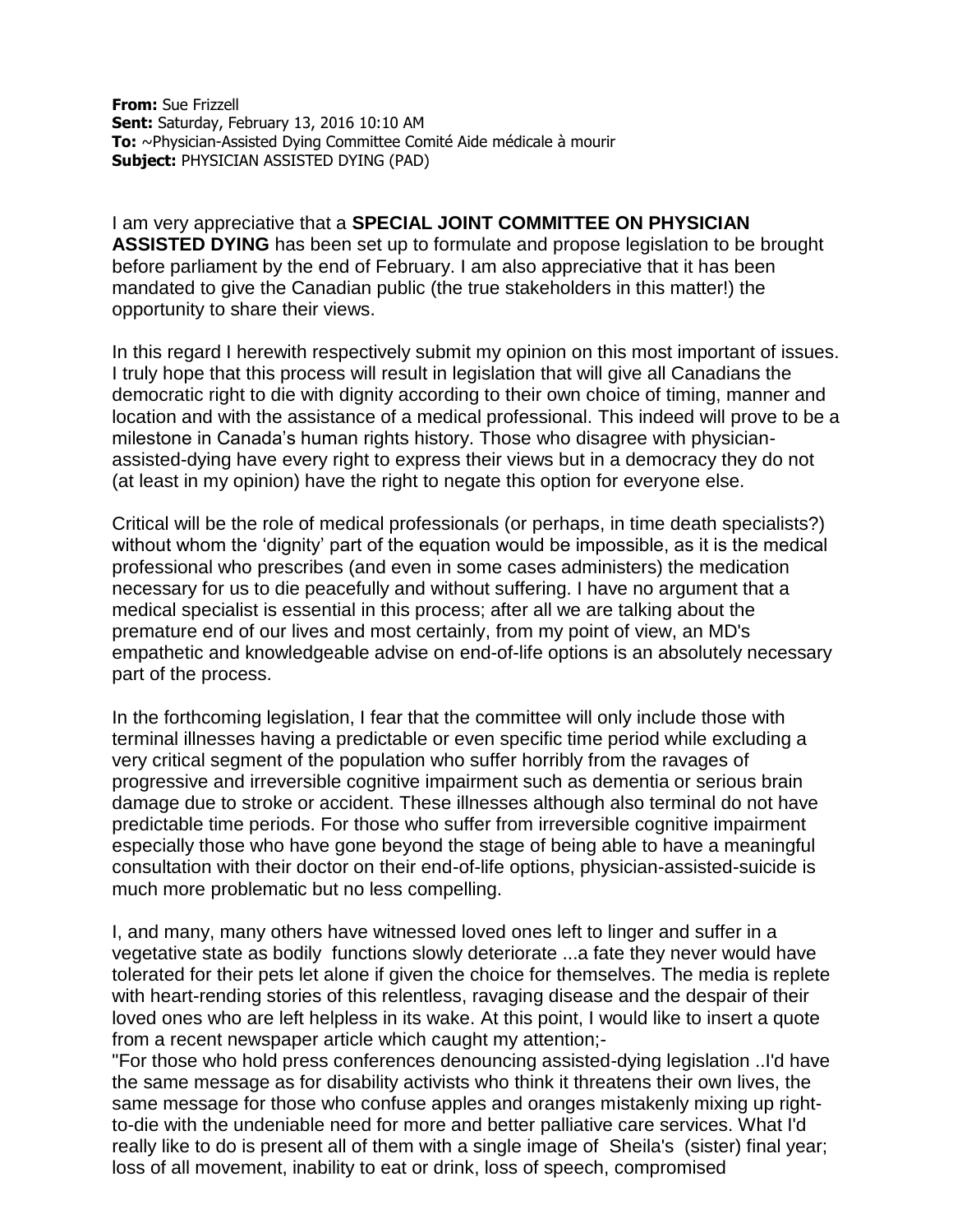**From:** Sue Frizzell
**Sent:** Saturday, February 13, 2016 10:10 AM
**To:** ~Physician-Assisted Dying Committee Comité Aide médicale à mourir
**Subject:** PHYSICIAN ASSISTED DYING (PAD)

I am very appreciative that a **SPECIAL JOINT COMMITTEE ON PHYSICIAN ASSISTED DYING** has been set up to formulate and propose legislation to be brought before parliament by the end of February. I am also appreciative that it has been mandated to give the Canadian public (the true stakeholders in this matter!) the opportunity to share their views.

In this regard I herewith respectively submit my opinion on this most important of issues. I truly hope that this process will result in legislation that will give all Canadians the democratic right to die with dignity according to their own choice of timing, manner and location and with the assistance of a medical professional. This indeed will prove to be a milestone in Canada's human rights history. Those who disagree with physician-assisted-dying have every right to express their views but in a democracy they do not (at least in my opinion) have the right to negate this option for everyone else.

Critical will be the role of medical professionals (or perhaps, in time death specialists?) without whom the 'dignity' part of the equation would be impossible, as it is the medical professional who prescribes (and even in some cases administers) the medication necessary for us to die peacefully and without suffering. I have no argument that a medical specialist is essential in this process; after all we are talking about the premature end of our lives and most certainly, from my point of view, an MD's empathetic and knowledgeable advise on end-of-life options is an absolutely necessary part of the process.

In the forthcoming legislation, I fear that the committee will only include those with terminal illnesses having a predictable or even specific time period while excluding a very critical segment of the population who suffer horribly from the ravages of progressive and irreversible cognitive impairment such as dementia or serious brain damage due to stroke or accident. These illnesses although also terminal do not have predictable time periods. For those who suffer from irreversible cognitive impairment especially those who have gone beyond the stage of being able to have a meaningful consultation with their doctor on their end-of-life options, physician-assisted-suicide is much more problematic but no less compelling.

I, and many, many others have witnessed loved ones left to linger and suffer in a vegetative state as bodily functions slowly deteriorate ...a fate they never would have tolerated for their pets let alone if given the choice for themselves. The media is replete with heart-rending stories of this relentless, ravaging disease and the despair of their loved ones who are left helpless in its wake. At this point, I would like to insert a quote from a recent newspaper article which caught my attention;-
"For those who hold press conferences denouncing assisted-dying legislation ..I'd have the same message as for disability activists who think it threatens their own lives, the same message for those who confuse apples and oranges mistakenly mixing up right-to-die with the undeniable need for more and better palliative care services. What I'd really like to do is present all of them with a single image of Sheila's (sister) final year; loss of all movement, inability to eat or drink, loss of speech, compromised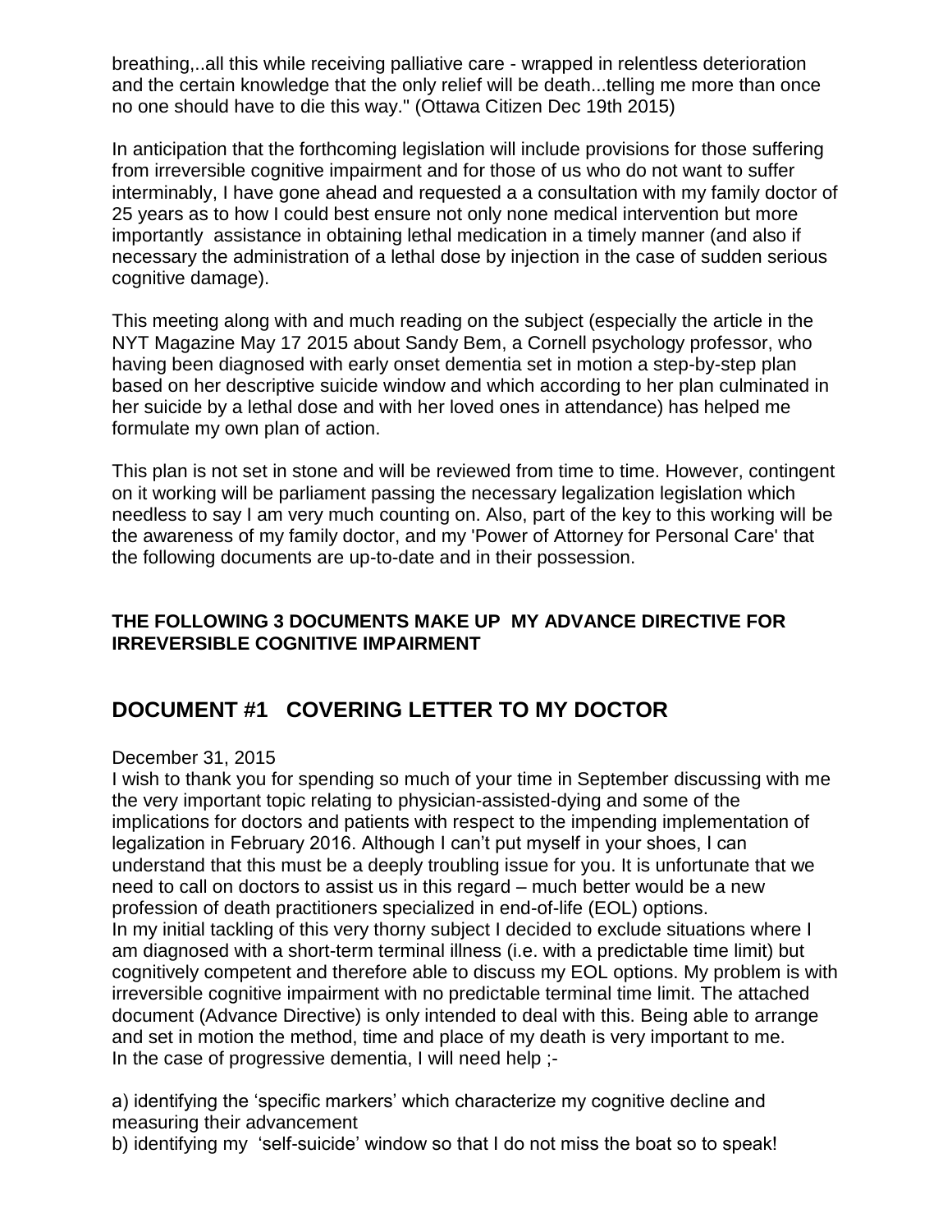breathing,..all this while receiving palliative care - wrapped in relentless deterioration and the certain knowledge that the only relief will be death...telling me more than once no one should have to die this way." (Ottawa Citizen Dec 19th 2015)

In anticipation that the forthcoming legislation will include provisions for those suffering from irreversible cognitive impairment and for those of us who do not want to suffer interminably, I have gone ahead and requested a a consultation with my family doctor of 25 years as to how I could best ensure not only none medical intervention but more importantly assistance in obtaining lethal medication in a timely manner (and also if necessary the administration of a lethal dose by injection in the case of sudden serious cognitive damage).

This meeting along with and much reading on the subject (especially the article in the NYT Magazine May 17 2015 about Sandy Bem, a Cornell psychology professor, who having been diagnosed with early onset dementia set in motion a step-by-step plan based on her descriptive suicide window and which according to her plan culminated in her suicide by a lethal dose and with her loved ones in attendance) has helped me formulate my own plan of action.

This plan is not set in stone and will be reviewed from time to time. However, contingent on it working will be parliament passing the necessary legalization legislation which needless to say I am very much counting on. Also, part of the key to this working will be the awareness of my family doctor, and my 'Power of Attorney for Personal Care' that the following documents are up-to-date and in their possession.

**THE FOLLOWING 3 DOCUMENTS MAKE UP MY ADVANCE DIRECTIVE FOR IRREVERSIBLE COGNITIVE IMPAIRMENT**

## DOCUMENT #1 COVERING LETTER TO MY DOCTOR

December 31, 2015

I wish to thank you for spending so much of your time in September discussing with me the very important topic relating to physician-assisted-dying and some of the implications for doctors and patients with respect to the impending implementation of legalization in February 2016. Although I can't put myself in your shoes, I can understand that this must be a deeply troubling issue for you. It is unfortunate that we need to call on doctors to assist us in this regard – much better would be a new profession of death practitioners specialized in end-of-life (EOL) options.

In my initial tackling of this very thorny subject I decided to exclude situations where I am diagnosed with a short-term terminal illness (i.e. with a predictable time limit) but cognitively competent and therefore able to discuss my EOL options. My problem is with irreversible cognitive impairment with no predictable terminal time limit. The attached document (Advance Directive) is only intended to deal with this. Being able to arrange and set in motion the method, time and place of my death is very important to me.

In the case of progressive dementia, I will need help ;-

a) identifying the 'specific markers' which characterize my cognitive decline and measuring their advancement

b) identifying my 'self-suicide' window so that I do not miss the boat so to speak!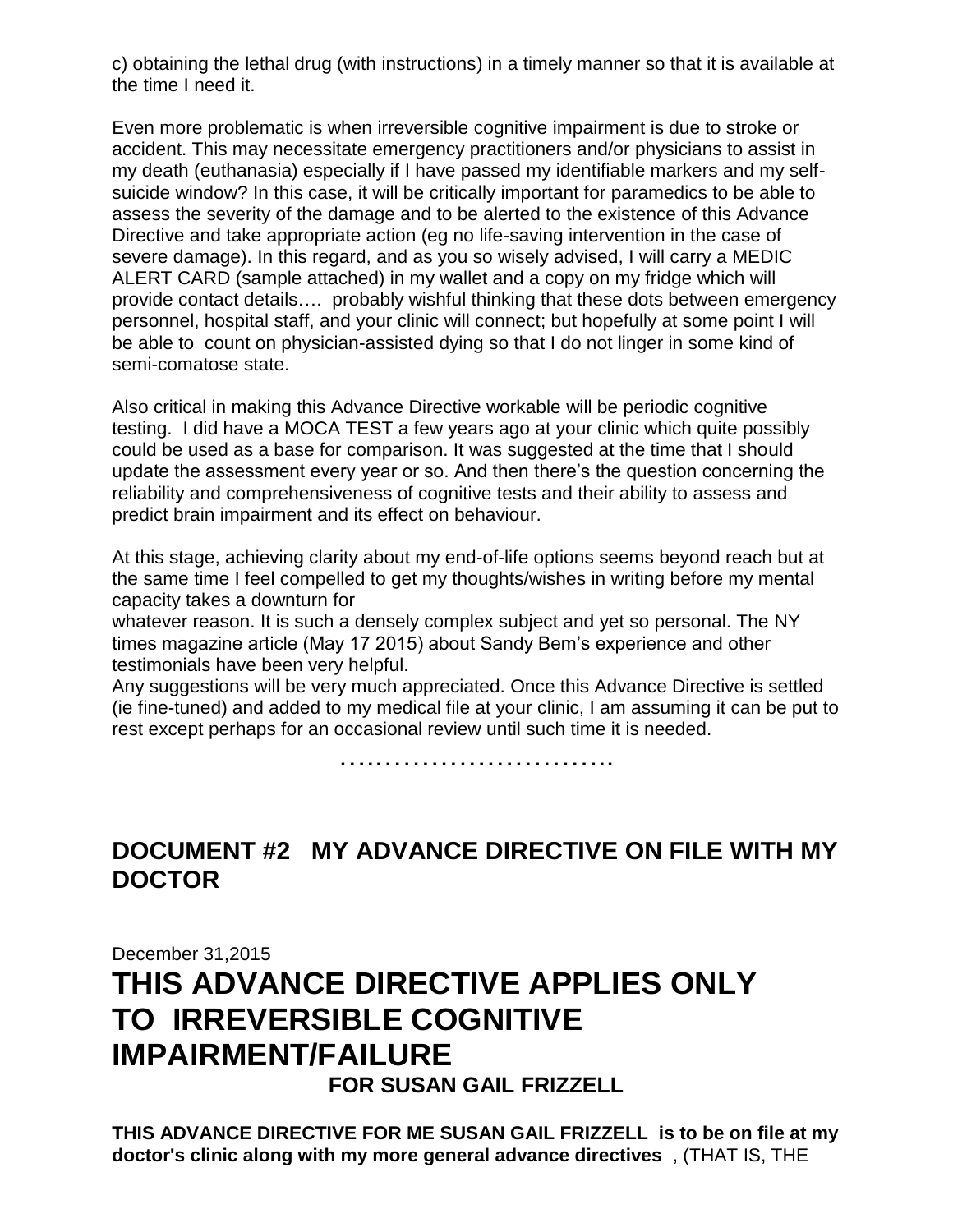c) obtaining the lethal drug (with instructions) in a timely manner so that it is available at the time I need it.

Even more problematic is when irreversible cognitive impairment is due to stroke or accident. This may necessitate emergency practitioners and/or physicians to assist in my death (euthanasia) especially if I have passed my identifiable markers and my self-suicide window? In this case, it will be critically important for paramedics to be able to assess the severity of the damage and to be alerted to the existence of this Advance Directive and take appropriate action (eg no life-saving intervention in the case of severe damage). In this regard, and as you so wisely advised, I will carry a MEDIC ALERT CARD (sample attached) in my wallet and a copy on my fridge which will provide contact details…. probably wishful thinking that these dots between emergency personnel, hospital staff, and your clinic will connect; but hopefully at some point I will be able to count on physician-assisted dying so that I do not linger in some kind of semi-comatose state.

Also critical in making this Advance Directive workable will be periodic cognitive testing. I did have a MOCA TEST a few years ago at your clinic which quite possibly could be used as a base for comparison. It was suggested at the time that I should update the assessment every year or so. And then there's the question concerning the reliability and comprehensiveness of cognitive tests and their ability to assess and predict brain impairment and its effect on behaviour.

At this stage, achieving clarity about my end-of-life options seems beyond reach but at the same time I feel compelled to get my thoughts/wishes in writing before my mental capacity takes a downturn for whatever reason. It is such a densely complex subject and yet so personal. The NY times magazine article (May 17 2015) about Sandy Bem's experience and other testimonials have been very helpful.

Any suggestions will be very much appreciated. Once this Advance Directive is settled (ie fine-tuned) and added to my medical file at your clinic, I am assuming it can be put to rest except perhaps for an occasional review until such time it is needed.

…………………………..

## DOCUMENT #2 MY ADVANCE DIRECTIVE ON FILE WITH MY DOCTOR

December 31,2015

# THIS ADVANCE DIRECTIVE APPLIES ONLY TO IRREVERSIBLE COGNITIVE IMPAIRMENT/FAILURE

**FOR SUSAN GAIL FRIZZELL**

**THIS ADVANCE DIRECTIVE FOR ME SUSAN GAIL FRIZZELL is to be on file at my doctor's clinic along with my more general advance directives** , (THAT IS, THE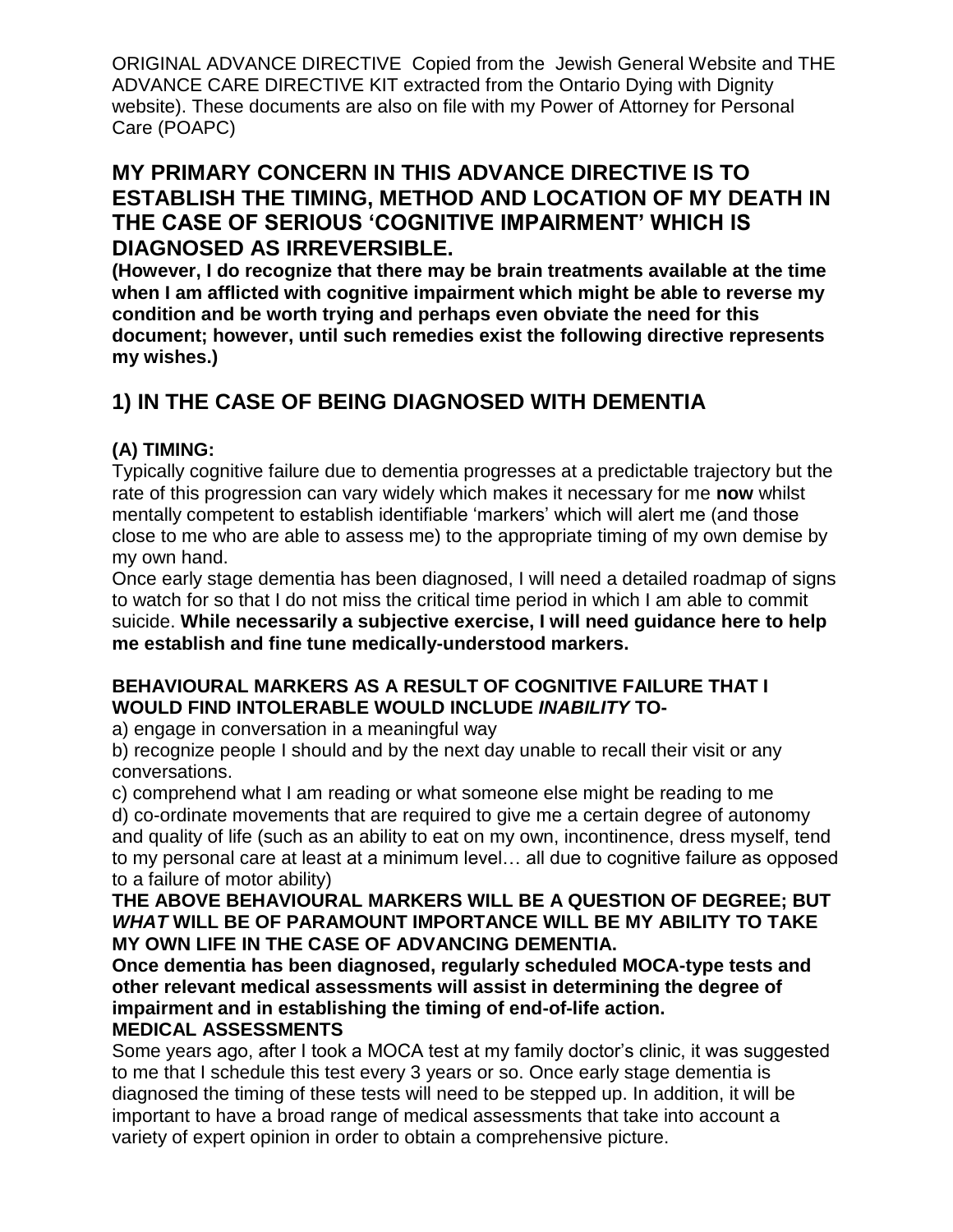ORIGINAL ADVANCE DIRECTIVE Copied from the Jewish General Website and THE ADVANCE CARE DIRECTIVE KIT extracted from the Ontario Dying with Dignity website). These documents are also on file with my Power of Attorney for Personal Care (POAPC)

## MY PRIMARY CONCERN IN THIS ADVANCE DIRECTIVE IS TO ESTABLISH THE TIMING, METHOD AND LOCATION OF MY DEATH IN THE CASE OF SERIOUS 'COGNITIVE IMPAIRMENT' WHICH IS DIAGNOSED AS IRREVERSIBLE.

**(However, I do recognize that there may be brain treatments available at the time when I am afflicted with cognitive impairment which might be able to reverse my condition and be worth trying and perhaps even obviate the need for this document; however, until such remedies exist the following directive represents my wishes.)**

## 1) IN THE CASE OF BEING DIAGNOSED WITH DEMENTIA

### (A) TIMING:

Typically cognitive failure due to dementia progresses at a predictable trajectory but the rate of this progression can vary widely which makes it necessary for me **now** whilst mentally competent to establish identifiable 'markers' which will alert me (and those close to me who are able to assess me) to the appropriate timing of my own demise by my own hand.

Once early stage dementia has been diagnosed, I will need a detailed roadmap of signs to watch for so that I do not miss the critical time period in which I am able to commit suicide. **While necessarily a subjective exercise, I will need guidance here to help me establish and fine tune medically-understood markers.**

**BEHAVIOURAL MARKERS AS A RESULT OF COGNITIVE FAILURE THAT I WOULD FIND INTOLERABLE WOULD INCLUDE *INABILITY* TO-**

a) engage in conversation in a meaningful way

b) recognize people I should and by the next day unable to recall their visit or any conversations.

c) comprehend what I am reading or what someone else might be reading to me

d) co-ordinate movements that are required to give me a certain degree of autonomy and quality of life (such as an ability to eat on my own, incontinence, dress myself, tend to my personal care at least at a minimum level… all due to cognitive failure as opposed to a failure of motor ability)

**THE ABOVE BEHAVIOURAL MARKERS WILL BE A QUESTION OF DEGREE; BUT *WHAT* WILL BE OF PARAMOUNT IMPORTANCE WILL BE MY ABILITY TO TAKE MY OWN LIFE IN THE CASE OF ADVANCING DEMENTIA.**

**Once dementia has been diagnosed, regularly scheduled MOCA-type tests and other relevant medical assessments will assist in determining the degree of impairment and in establishing the timing of end-of-life action.**

**MEDICAL ASSESSMENTS**

Some years ago, after I took a MOCA test at my family doctor's clinic, it was suggested to me that I schedule this test every 3 years or so. Once early stage dementia is diagnosed the timing of these tests will need to be stepped up. In addition, it will be important to have a broad range of medical assessments that take into account a variety of expert opinion in order to obtain a comprehensive picture.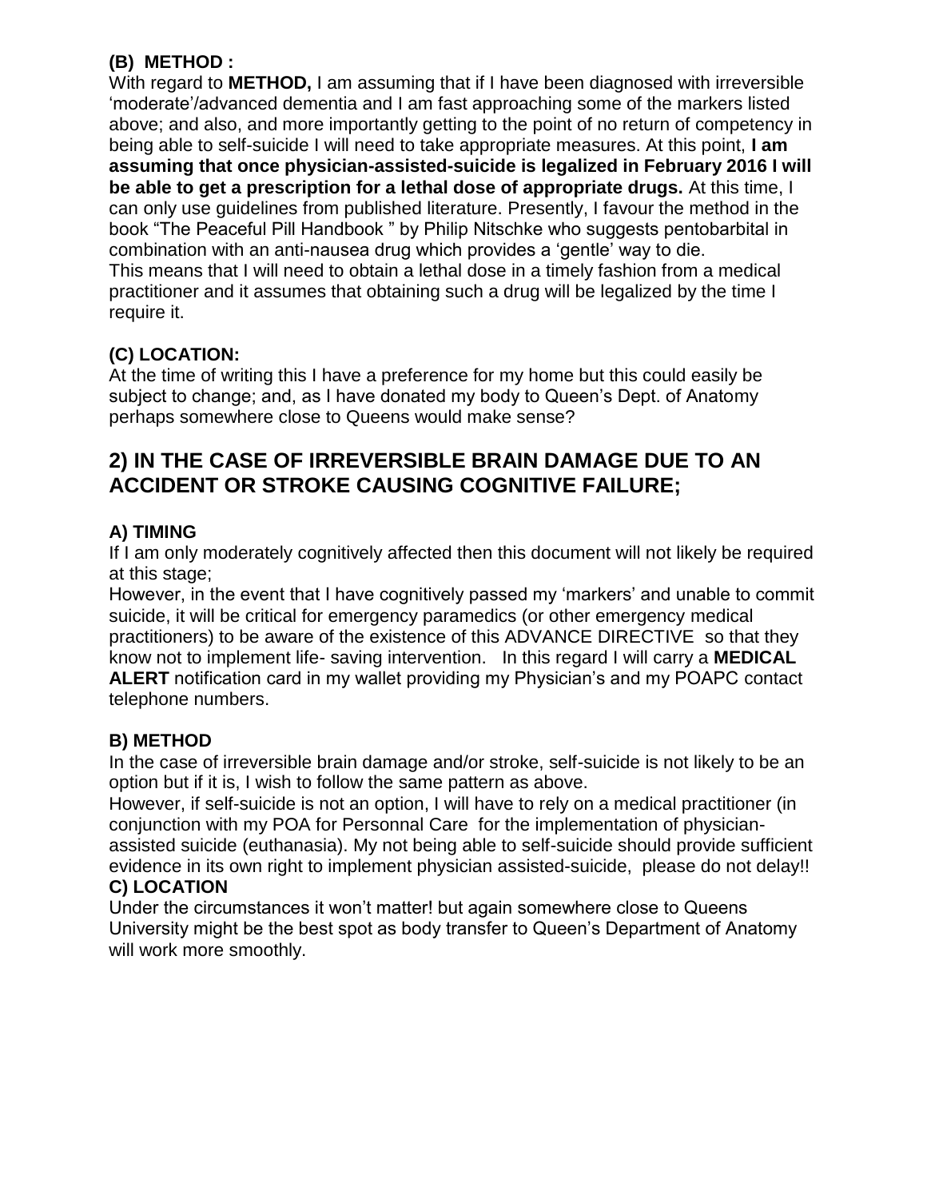### (B) METHOD :

With regard to **METHOD,** I am assuming that if I have been diagnosed with irreversible 'moderate'/advanced dementia and I am fast approaching some of the markers listed above; and also, and more importantly getting to the point of no return of competency in being able to self-suicide I will need to take appropriate measures. At this point, **I am assuming that once physician-assisted-suicide is legalized in February 2016 I will be able to get a prescription for a lethal dose of appropriate drugs.** At this time, I can only use guidelines from published literature. Presently, I favour the method in the book "The Peaceful Pill Handbook " by Philip Nitschke who suggests pentobarbital in combination with an anti-nausea drug which provides a 'gentle' way to die.
This means that I will need to obtain a lethal dose in a timely fashion from a medical practitioner and it assumes that obtaining such a drug will be legalized by the time I require it.

### (C) LOCATION:

At the time of writing this I have a preference for my home but this could easily be subject to change; and, as I have donated my body to Queen's Dept. of Anatomy perhaps somewhere close to Queens would make sense?

## 2) IN THE CASE OF IRREVERSIBLE BRAIN DAMAGE DUE TO AN ACCIDENT OR STROKE CAUSING COGNITIVE FAILURE;

### A) TIMING

If I am only moderately cognitively affected then this document will not likely be required at this stage;
However, in the event that I have cognitively passed my 'markers' and unable to commit suicide, it will be critical for emergency paramedics (or other emergency medical practitioners) to be aware of the existence of this ADVANCE DIRECTIVE so that they know not to implement life- saving intervention. In this regard I will carry a **MEDICAL ALERT** notification card in my wallet providing my Physician's and my POAPC contact telephone numbers.

### B) METHOD

In the case of irreversible brain damage and/or stroke, self-suicide is not likely to be an option but if it is, I wish to follow the same pattern as above.
However, if self-suicide is not an option, I will have to rely on a medical practitioner (in conjunction with my POA for Personnal Care for the implementation of physician-assisted suicide (euthanasia). My not being able to self-suicide should provide sufficient evidence in its own right to implement physician assisted-suicide, please do not delay!!

### C) LOCATION

Under the circumstances it won't matter! but again somewhere close to Queens University might be the best spot as body transfer to Queen's Department of Anatomy will work more smoothly.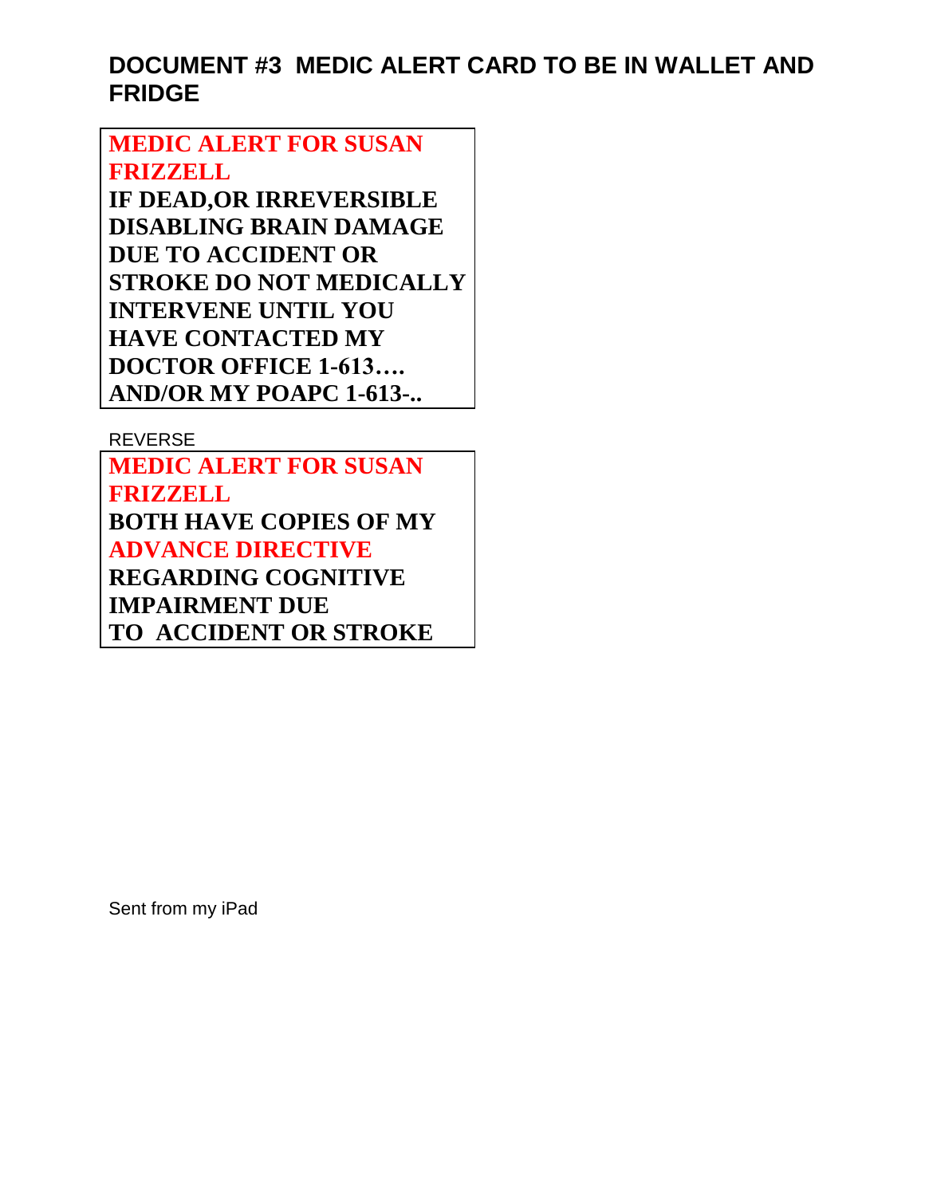## DOCUMENT #3 MEDIC ALERT CARD TO BE IN WALLET AND FRIDGE

**MEDIC ALERT FOR SUSAN FRIZZELL**
**IF DEAD,OR IRREVERSIBLE DISABLING BRAIN DAMAGE DUE TO ACCIDENT OR STROKE DO NOT MEDICALLY INTERVENE UNTIL YOU HAVE CONTACTED MY DOCTOR OFFICE 1-613….**
**AND/OR MY POAPC 1-613-..**

REVERSE

**MEDIC ALERT FOR SUSAN FRIZZELL**
**BOTH HAVE COPIES OF MY ADVANCE DIRECTIVE REGARDING COGNITIVE IMPAIRMENT DUE TO ACCIDENT OR STROKE**

Sent from my iPad